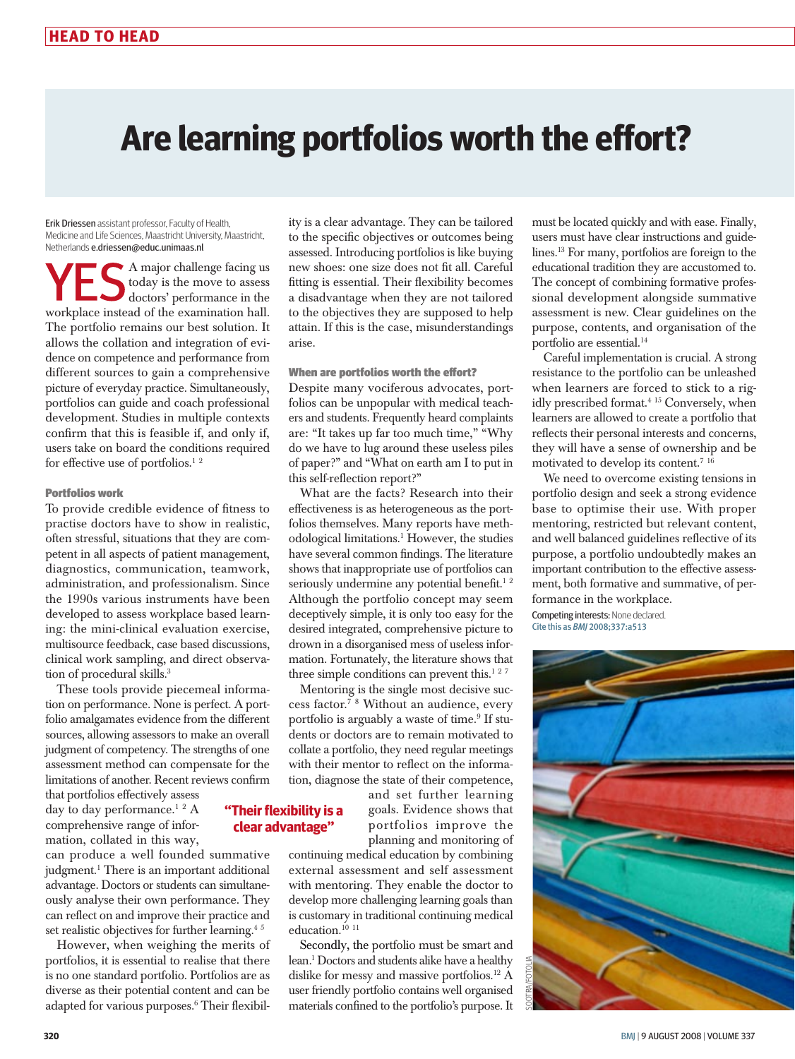# Are learning portfolios worth the effort?

Erik Driessen assistant professor, Faculty of Health, Medicine and Life Sciences, Maastricht University, Maastricht, Netherlands e.driessen@educ.unimaas.nl

**YES** A major challenge facing us today is the move to assess doctors' performance in the workplace instead of the examination hall. The portfolio remains our best solution. It allows the collation and integration of evidence on competence and performance from different sources to gain a comprehensive picture of everyday practice. Simultaneously, portfolios can guide and coach professional development. Studies in multiple contexts confirm that this is feasible if, and only if, users take on board the conditions required for effective use of portfolios.[1 2]

### Portfolios work

To provide credible evidence of fitness to practise doctors have to show in realistic, often stressful, situations that they are competent in all aspects of patient management, diagnostics, communication, teamwork, administration, and professionalism. Since the 1990s various instruments have been developed to assess workplace based learning: the mini-clinical evaluation exercise, multisource feedback, case based discussions, clinical work sampling, and direct observation of procedural skills.[3]

These tools provide piecemeal information on performance. None is perfect. A portfolio amalgamates evidence from the different sources, allowing assessors to make an overall judgment of competency. The strengths of one assessment method can compensate for the limitations of another. Recent reviews confirm that portfolios effectively assess day to day performance.[1 2] A comprehensive range of information, collated in this way, can produce a well founded summative judgment.[1] There is an important additional advantage. Doctors or students can simultaneously analyse their own performance. They can reflect on and improve their practice and set realistic objectives for further learning.[4 5]

However, when weighing the merits of portfolios, it is essential to realise that there is no one standard portfolio. Portfolios are as diverse as their potential content and can be adapted for various purposes.[6] Their flexibility is a clear advantage. They can be tailored to the specific objectives or outcomes being assessed. Introducing portfolios is like buying new shoes: one size does not fit all. Careful fitting is essential. Their flexibility becomes a disadvantage when they are not tailored to the objectives they are supposed to help attain. If this is the case, misunderstandings arise.

**"Their flexibility is a clear advantage"**

### When are portfolios worth the effort?

Despite many vociferous advocates, portfolios can be unpopular with medical teachers and students. Frequently heard complaints are: "It takes up far too much time," "Why do we have to lug around these useless piles of paper?" and "What on earth am I to put in this self-reflection report?"

What are the facts? Research into their effectiveness is as heterogeneous as the portfolios themselves. Many reports have methodological limitations.[1] However, the studies have several common findings. The literature shows that inappropriate use of portfolios can seriously undermine any potential benefit.[1 2] Although the portfolio concept may seem deceptively simple, it is only too easy for the desired integrated, comprehensive picture to drown in a disorganised mess of useless information. Fortunately, the literature shows that three simple conditions can prevent this.[1 2 7]

Mentoring is the single most decisive success factor.[7 8] Without an audience, every portfolio is arguably a waste of time.[9] If students or doctors are to remain motivated to collate a portfolio, they need regular meetings with their mentor to reflect on the information, diagnose the state of their competence, and set further learning goals. Evidence shows that portfolios improve the planning and monitoring of continuing medical education by combining external assessment and self assessment with mentoring. They enable the doctor to develop more challenging learning goals than is customary in traditional continuing medical education.[10 11]

Secondly, the portfolio must be smart and lean.[1] Doctors and students alike have a healthy dislike for messy and massive portfolios.[12] A user friendly portfolio contains well organised materials confined to the portfolio's purpose. It must be located quickly and with ease. Finally, users must have clear instructions and guidelines.[13] For many, portfolios are foreign to the educational tradition they are accustomed to. The concept of combining formative professional development alongside summative assessment is new. Clear guidelines on the purpose, contents, and organisation of the portfolio are essential.[14]

Careful implementation is crucial. A strong resistance to the portfolio can be unleashed when learners are forced to stick to a rigidly prescribed format.[4 15] Conversely, when learners are allowed to create a portfolio that reflects their personal interests and concerns, they will have a sense of ownership and be motivated to develop its content.[7 16]

We need to overcome existing tensions in portfolio design and seek a strong evidence base to optimise their use. With proper mentoring, restricted but relevant content, and well balanced guidelines reflective of its purpose, a portfolio undoubtedly makes an important contribution to the effective assessment, both formative and summative, of performance in the workplace.

Competing interests: None declared.

Cite this as *BMJ* 2008;337:a513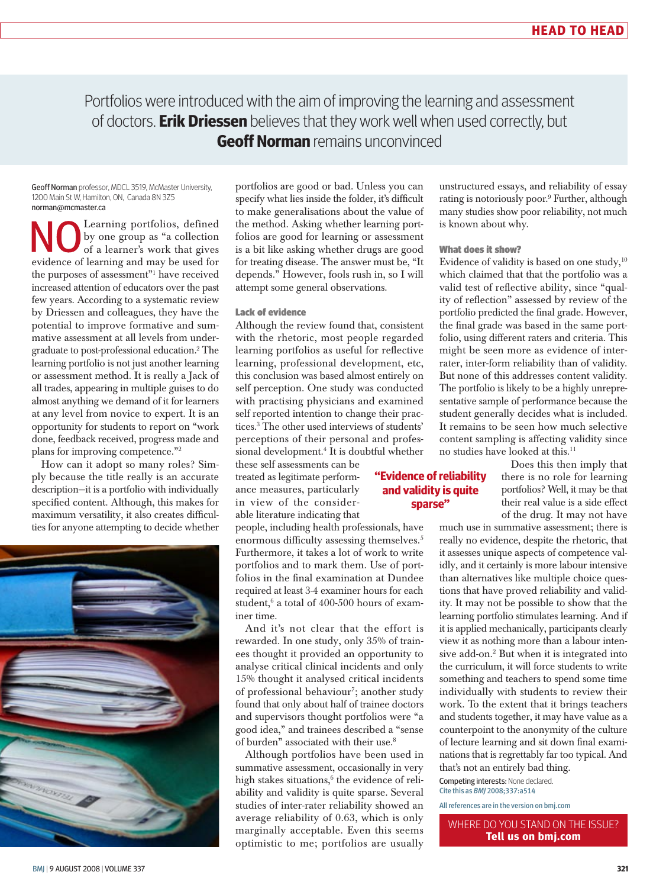Portfolios were introduced with the aim of improving the learning and assessment of doctors. **Erik Driessen** believes that they work well when used correctly, but **Geoff Norman** remains unconvinced

Geoff Norman professor, MDCL 3519, McMaster University, 1200 Main St W, Hamilton, ON, Canada 8N 3Z5
norman@mcmaster.ca

# NO

Learning portfolios, defined by one group as "a collection of a learner's work that gives evidence of learning and may be used for the purposes of assessment"[1] have received increased attention of educators over the past few years. According to a systematic review by Driessen and colleagues, they have the potential to improve formative and summative assessment at all levels from undergraduate to post-professional education.[2] The learning portfolio is not just another learning or assessment method. It is really a Jack of all trades, appearing in multiple guises to do almost anything we demand of it for learners at any level from novice to expert. It is an opportunity for students to report on "work done, feedback received, progress made and plans for improving competence."[2]

How can it adopt so many roles? Simply because the title really is an accurate description—it is a portfolio with individually specified content. Although, this makes for maximum versatility, it also creates difficulties for anyone attempting to decide whether portfolios are good or bad. Unless you can specify what lies inside the folder, it's difficult to make generalisations about the value of the method. Asking whether learning portfolios are good for learning or assessment is a bit like asking whether drugs are good for treating disease. The answer must be, "It depends." However, fools rush in, so I will attempt some general observations.

### Lack of evidence

Although the review found that, consistent with the rhetoric, most people regarded learning portfolios as useful for reflective learning, professional development, etc, this conclusion was based almost entirely on self perception. One study was conducted with practising physicians and examined self reported intention to change their practices.[3] The other used interviews of students' perceptions of their personal and professional development.[4] It is doubtful whether these self assessments can be treated as legitimate performance measures, particularly in view of the considerable literature indicating that people, including health professionals, have enormous difficulty assessing themselves.[5] Furthermore, it takes a lot of work to write portfolios and to mark them. Use of portfolios in the final examination at Dundee required at least 3-4 examiner hours for each student,[6] a total of 400-500 hours of examiner time.

And it's not clear that the effort is rewarded. In one study, only 35% of trainees thought it provided an opportunity to analyse critical clinical incidents and only 15% thought it analysed critical incidents of professional behaviour[7]; another study found that only about half of trainee doctors and supervisors thought portfolios were "a good idea," and trainees described a "sense of burden" associated with their use.[8]

Although portfolios have been used in summative assessment, occasionally in very high stakes situations,[6] the evidence of reliability and validity is quite sparse. Several studies of inter-rater reliability showed an average reliability of 0.63, which is only marginally acceptable. Even this seems optimistic to me; portfolios are usually unstructured essays, and reliability of essay rating is notoriously poor.[9] Further, although many studies show poor reliability, not much is known about why.

> **"Evidence of reliability and validity is quite sparse"**

### What does it show?

Evidence of validity is based on one study,[10] which claimed that that the portfolio was a valid test of reflective ability, since "quality of reflection" assessed by review of the portfolio predicted the final grade. However, the final grade was based in the same portfolio, using different raters and criteria. This might be seen more as evidence of inter-rater, inter-form reliability than of validity. But none of this addresses content validity. The portfolio is likely to be a highly unrepresentative sample of performance because the student generally decides what is included. It remains to be seen how much selective content sampling is affecting validity since no studies have looked at this.[11]

Does this then imply that there is no role for learning portfolios? Well, it may be that their real value is a side effect of the drug. It may not have much use in summative assessment; there is really no evidence, despite the rhetoric, that it assesses unique aspects of competence validly, and it certainly is more labour intensive than alternatives like multiple choice questions that have proved reliability and validity. It may not be possible to show that the learning portfolio stimulates learning. And if it is applied mechanically, participants clearly view it as nothing more than a labour intensive add-on.[2] But when it is integrated into the curriculum, it will force students to write something and teachers to spend some time individually with students to review their work. To the extent that it brings teachers and students together, it may have value as a counterpoint to the anonymity of the culture of lecture learning and sit down final examinations that is regrettably far too typical. And that's not an entirely bad thing.

Competing interests: None declared.

Cite this as *BMJ* 2008;337:a514

All references are in the version on bmj.com

WHERE DO YOU STAND ON THE ISSUE? **Tell us on bmj.com**